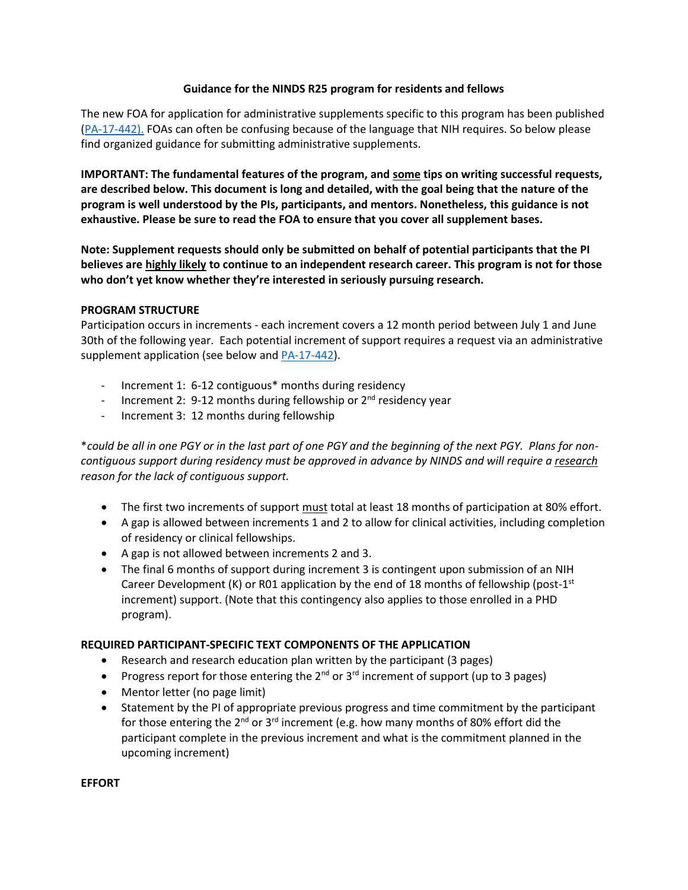**Guidance for the NINDS R25 program for residents and fellows**

The new FOA for application for administrative supplements specific to this program has been published ([PA-17-442).](PA-17-442) FOAs can often be confusing because of the language that NIH requires. So below please find organized guidance for submitting administrative supplements.

**IMPORTANT: The fundamental features of the program, and <u>some</u> tips on writing successful requests, are described below. This document is long and detailed, with the goal being that the nature of the program is well understood by the PIs, participants, and mentors. Nonetheless, this guidance is not exhaustive. Please be sure to read the FOA to ensure that you cover all supplement bases.**

**Note: Supplement requests should only be submitted on behalf of potential participants that the PI believes are <u>highly likely</u> to continue to an independent research career. This program is not for those who don't yet know whether they're interested in seriously pursuing research.**

**PROGRAM STRUCTURE**

Participation occurs in increments - each increment covers a 12 month period between July 1 and June 30th of the following year. Each potential increment of support requires a request via an administrative supplement application (see below and PA-17-442).

- Increment 1: 6-12 contiguous* months during residency
- Increment 2: 9-12 months during fellowship or 2nd residency year
- Increment 3: 12 months during fellowship

*\*could be all in one PGY or in the last part of one PGY and the beginning of the next PGY. Plans for non-contiguous support during residency must be approved in advance by NINDS and will require a <u>research</u> reason for the lack of contiguous support.*

- The first two increments of support <u>must</u> total at least 18 months of participation at 80% effort.
- A gap is allowed between increments 1 and 2 to allow for clinical activities, including completion of residency or clinical fellowships.
- A gap is not allowed between increments 2 and 3.
- The final 6 months of support during increment 3 is contingent upon submission of an NIH Career Development (K) or R01 application by the end of 18 months of fellowship (post-1st increment) support. (Note that this contingency also applies to those enrolled in a PHD program).

**REQUIRED PARTICIPANT-SPECIFIC TEXT COMPONENTS OF THE APPLICATION**

- Research and research education plan written by the participant (3 pages)
- Progress report for those entering the 2nd or 3rd increment of support (up to 3 pages)
- Mentor letter (no page limit)
- Statement by the PI of appropriate previous progress and time commitment by the participant for those entering the 2nd or 3rd increment (e.g. how many months of 80% effort did the participant complete in the previous increment and what is the commitment planned in the upcoming increment)

**EFFORT**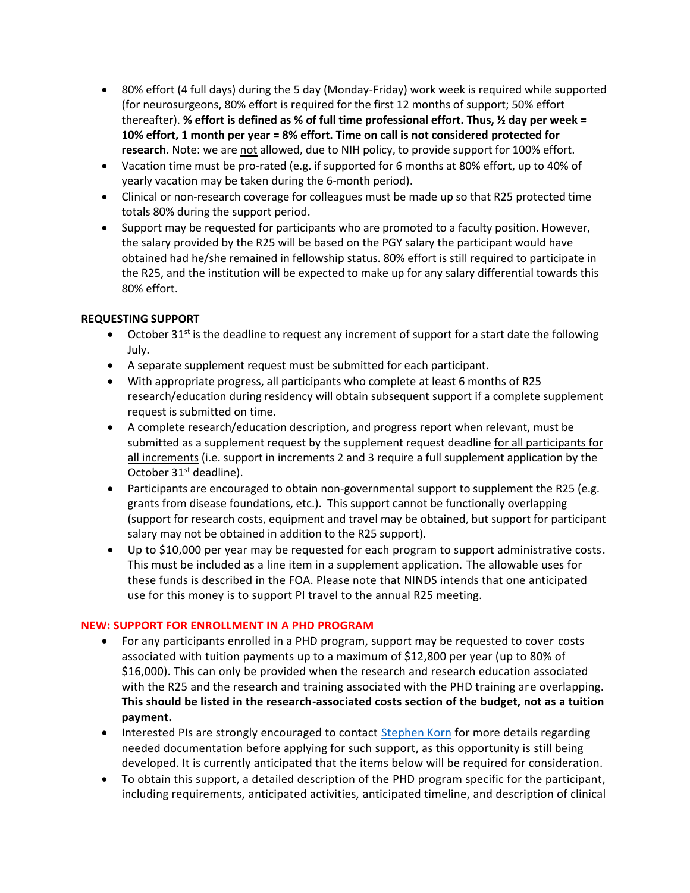- 80% effort (4 full days) during the 5 day (Monday-Friday) work week is required while supported (for neurosurgeons, 80% effort is required for the first 12 months of support; 50% effort thereafter). **% effort is defined as % of full time professional effort. Thus, ½ day per week = 10% effort, 1 month per year = 8% effort. Time on call is not considered protected for research.** Note: we are not allowed, due to NIH policy, to provide support for 100% effort.
- Vacation time must be pro-rated (e.g. if supported for 6 months at 80% effort, up to 40% of yearly vacation may be taken during the 6-month period).
- Clinical or non-research coverage for colleagues must be made up so that R25 protected time totals 80% during the support period.
- Support may be requested for participants who are promoted to a faculty position. However, the salary provided by the R25 will be based on the PGY salary the participant would have obtained had he/she remained in fellowship status. 80% effort is still required to participate in the R25, and the institution will be expected to make up for any salary differential towards this 80% effort.

**REQUESTING SUPPORT**

- October 31st is the deadline to request any increment of support for a start date the following July.
- A separate supplement request must be submitted for each participant.
- With appropriate progress, all participants who complete at least 6 months of R25 research/education during residency will obtain subsequent support if a complete supplement request is submitted on time.
- A complete research/education description, and progress report when relevant, must be submitted as a supplement request by the supplement request deadline for all participants for all increments (i.e. support in increments 2 and 3 require a full supplement application by the October 31st deadline).
- Participants are encouraged to obtain non-governmental support to supplement the R25 (e.g. grants from disease foundations, etc.). This support cannot be functionally overlapping (support for research costs, equipment and travel may be obtained, but support for participant salary may not be obtained in addition to the R25 support).
- Up to $10,000 per year may be requested for each program to support administrative costs. This must be included as a line item in a supplement application. The allowable uses for these funds is described in the FOA. Please note that NINDS intends that one anticipated use for this money is to support PI travel to the annual R25 meeting.

**NEW: SUPPORT FOR ENROLLMENT IN A PHD PROGRAM**

- For any participants enrolled in a PHD program, support may be requested to cover costs associated with tuition payments up to a maximum of $12,800 per year (up to 80% of $16,000). This can only be provided when the research and research education associated with the R25 and the research and training associated with the PHD training are overlapping. **This should be listed in the research-associated costs section of the budget, not as a tuition payment.**
- Interested PIs are strongly encouraged to contact Stephen Korn for more details regarding needed documentation before applying for such support, as this opportunity is still being developed. It is currently anticipated that the items below will be required for consideration.
- To obtain this support, a detailed description of the PHD program specific for the participant, including requirements, anticipated activities, anticipated timeline, and description of clinical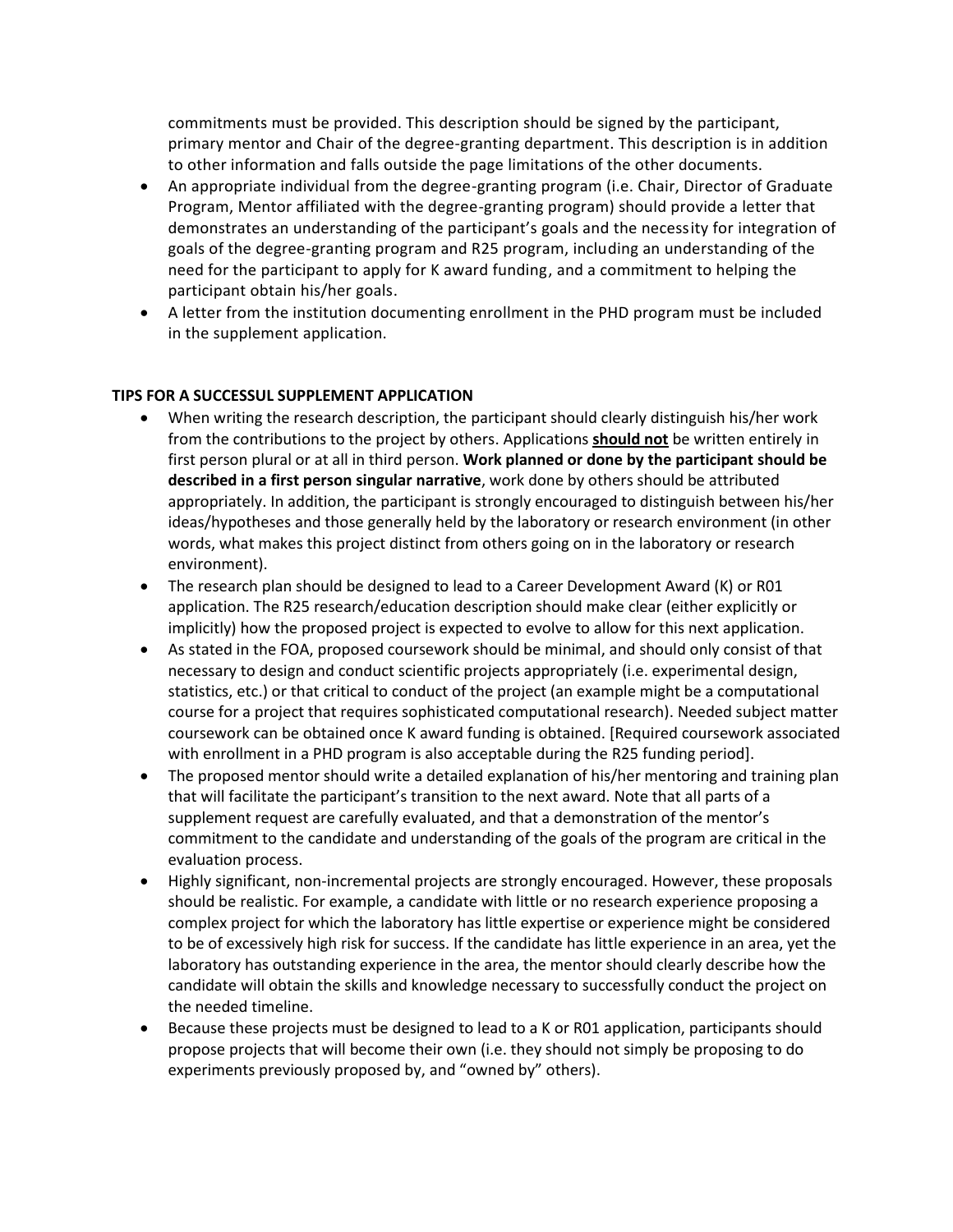commitments must be provided. This description should be signed by the participant, primary mentor and Chair of the degree-granting department. This description is in addition to other information and falls outside the page limitations of the other documents.

- An appropriate individual from the degree-granting program (i.e. Chair, Director of Graduate Program, Mentor affiliated with the degree-granting program) should provide a letter that demonstrates an understanding of the participant's goals and the necessity for integration of goals of the degree-granting program and R25 program, including an understanding of the need for the participant to apply for K award funding, and a commitment to helping the participant obtain his/her goals.
- A letter from the institution documenting enrollment in the PHD program must be included in the supplement application.

**TIPS FOR A SUCCESSUL SUPPLEMENT APPLICATION**

- When writing the research description, the participant should clearly distinguish his/her work from the contributions to the project by others. Applications **should not** be written entirely in first person plural or at all in third person. **Work planned or done by the participant should be described in a first person singular narrative**, work done by others should be attributed appropriately. In addition, the participant is strongly encouraged to distinguish between his/her ideas/hypotheses and those generally held by the laboratory or research environment (in other words, what makes this project distinct from others going on in the laboratory or research environment).
- The research plan should be designed to lead to a Career Development Award (K) or R01 application. The R25 research/education description should make clear (either explicitly or implicitly) how the proposed project is expected to evolve to allow for this next application.
- As stated in the FOA, proposed coursework should be minimal, and should only consist of that necessary to design and conduct scientific projects appropriately (i.e. experimental design, statistics, etc.) or that critical to conduct of the project (an example might be a computational course for a project that requires sophisticated computational research). Needed subject matter coursework can be obtained once K award funding is obtained. [Required coursework associated with enrollment in a PHD program is also acceptable during the R25 funding period].
- The proposed mentor should write a detailed explanation of his/her mentoring and training plan that will facilitate the participant's transition to the next award. Note that all parts of a supplement request are carefully evaluated, and that a demonstration of the mentor's commitment to the candidate and understanding of the goals of the program are critical in the evaluation process.
- Highly significant, non-incremental projects are strongly encouraged. However, these proposals should be realistic. For example, a candidate with little or no research experience proposing a complex project for which the laboratory has little expertise or experience might be considered to be of excessively high risk for success. If the candidate has little experience in an area, yet the laboratory has outstanding experience in the area, the mentor should clearly describe how the candidate will obtain the skills and knowledge necessary to successfully conduct the project on the needed timeline.
- Because these projects must be designed to lead to a K or R01 application, participants should propose projects that will become their own (i.e. they should not simply be proposing to do experiments previously proposed by, and "owned by" others).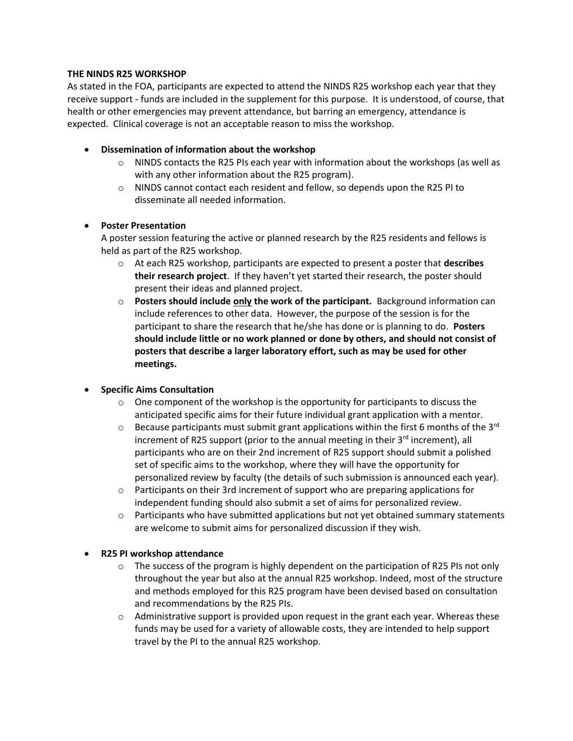**THE NINDS R25 WORKSHOP**

As stated in the FOA, participants are expected to attend the NINDS R25 workshop each year that they receive support - funds are included in the supplement for this purpose. It is understood, of course, that health or other emergencies may prevent attendance, but barring an emergency, attendance is expected. Clinical coverage is not an acceptable reason to miss the workshop.

- **Dissemination of information about the workshop**
    - NINDS contacts the R25 PIs each year with information about the workshops (as well as with any other information about the R25 program).
    - NINDS cannot contact each resident and fellow, so depends upon the R25 PI to disseminate all needed information.

- **Poster Presentation**

  A poster session featuring the active or planned research by the R25 residents and fellows is held as part of the R25 workshop.
    - At each R25 workshop, participants are expected to present a poster that **describes their research project**. If they haven't yet started their research, the poster should present their ideas and planned project.
    - **Posters should include <u>only</u> the work of the participant.** Background information can include references to other data. However, the purpose of the session is for the participant to share the research that he/she has done or is planning to do. **Posters should include little or no work planned or done by others, and should not consist of posters that describe a larger laboratory effort, such as may be used for other meetings.**

- **Specific Aims Consultation**
    - One component of the workshop is the opportunity for participants to discuss the anticipated specific aims for their future individual grant application with a mentor.
    - Because participants must submit grant applications within the first 6 months of the 3rd increment of R25 support (prior to the annual meeting in their 3rd increment), all participants who are on their 2nd increment of R25 support should submit a polished set of specific aims to the workshop, where they will have the opportunity for personalized review by faculty (the details of such submission is announced each year).
    - Participants on their 3rd increment of support who are preparing applications for independent funding should also submit a set of aims for personalized review.
    - Participants who have submitted applications but not yet obtained summary statements are welcome to submit aims for personalized discussion if they wish.

- **R25 PI workshop attendance**
    - The success of the program is highly dependent on the participation of R25 PIs not only throughout the year but also at the annual R25 workshop. Indeed, most of the structure and methods employed for this R25 program have been devised based on consultation and recommendations by the R25 PIs.
    - Administrative support is provided upon request in the grant each year. Whereas these funds may be used for a variety of allowable costs, they are intended to help support travel by the PI to the annual R25 workshop.